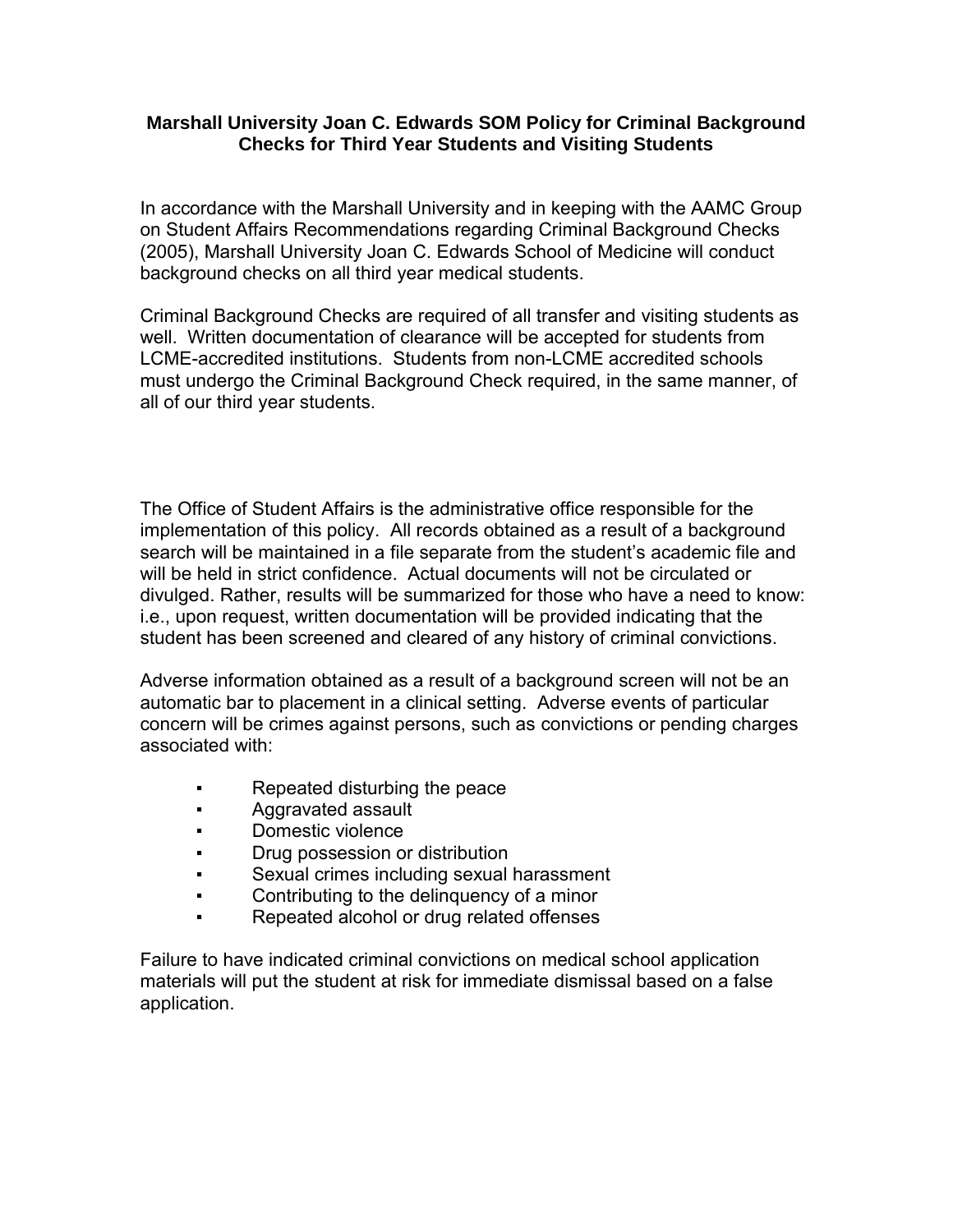# Marshall University Joan C. Edwards SOM Policy for Criminal Background Checks for Third Year Students and Visiting Students

In accordance with the Marshall University and in keeping with the AAMC Group on Student Affairs Recommendations regarding Criminal Background Checks (2005), Marshall University Joan C. Edwards School of Medicine will conduct background checks on all third year medical students.

Criminal Background Checks are required of all transfer and visiting students as well. Written documentation of clearance will be accepted for students from LCME-accredited institutions. Students from non-LCME accredited schools must undergo the Criminal Background Check required, in the same manner, of all of our third year students.

The Office of Student Affairs is the administrative office responsible for the implementation of this policy. All records obtained as a result of a background search will be maintained in a file separate from the student's academic file and will be held in strict confidence. Actual documents will not be circulated or divulged. Rather, results will be summarized for those who have a need to know: i.e., upon request, written documentation will be provided indicating that the student has been screened and cleared of any history of criminal convictions.

Adverse information obtained as a result of a background screen will not be an automatic bar to placement in a clinical setting. Adverse events of particular concern will be crimes against persons, such as convictions or pending charges associated with:

- Repeated disturbing the peace
- Aggravated assault
- Domestic violence
- Drug possession or distribution
- Sexual crimes including sexual harassment
- Contributing to the delinquency of a minor
- Repeated alcohol or drug related offenses

Failure to have indicated criminal convictions on medical school application materials will put the student at risk for immediate dismissal based on a false application.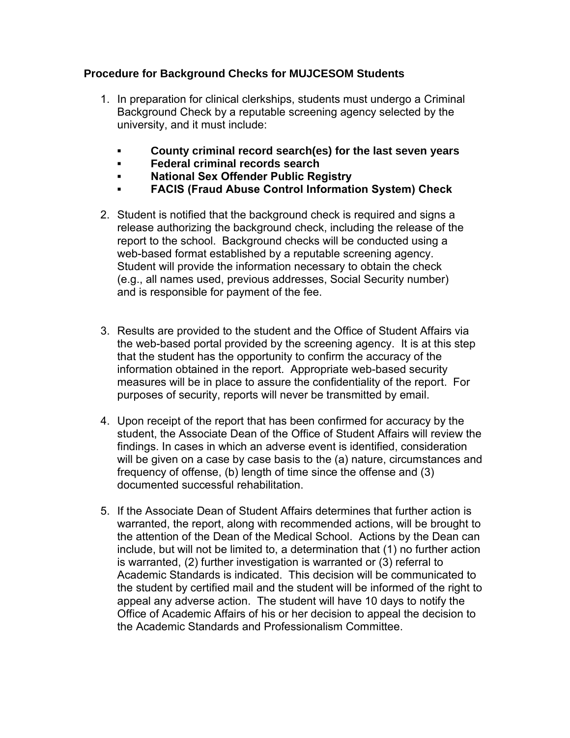**Procedure for Background Checks for MUJCESOM Students**

1. In preparation for clinical clerkships, students must undergo a Criminal Background Check by a reputable screening agency selected by the university, and it must include:

   - **County criminal record search(es) for the last seven years**
   - **Federal criminal records search**
   - **National Sex Offender Public Registry**
   - **FACIS (Fraud Abuse Control Information System) Check**

2. Student is notified that the background check is required and signs a release authorizing the background check, including the release of the report to the school. Background checks will be conducted using a web-based format established by a reputable screening agency. Student will provide the information necessary to obtain the check (e.g., all names used, previous addresses, Social Security number) and is responsible for payment of the fee.

3. Results are provided to the student and the Office of Student Affairs via the web-based portal provided by the screening agency. It is at this step that the student has the opportunity to confirm the accuracy of the information obtained in the report. Appropriate web-based security measures will be in place to assure the confidentiality of the report. For purposes of security, reports will never be transmitted by email.

4. Upon receipt of the report that has been confirmed for accuracy by the student, the Associate Dean of the Office of Student Affairs will review the findings. In cases in which an adverse event is identified, consideration will be given on a case by case basis to the (a) nature, circumstances and frequency of offense, (b) length of time since the offense and (3) documented successful rehabilitation.

5. If the Associate Dean of Student Affairs determines that further action is warranted, the report, along with recommended actions, will be brought to the attention of the Dean of the Medical School. Actions by the Dean can include, but will not be limited to, a determination that (1) no further action is warranted, (2) further investigation is warranted or (3) referral to Academic Standards is indicated. This decision will be communicated to the student by certified mail and the student will be informed of the right to appeal any adverse action. The student will have 10 days to notify the Office of Academic Affairs of his or her decision to appeal the decision to the Academic Standards and Professionalism Committee.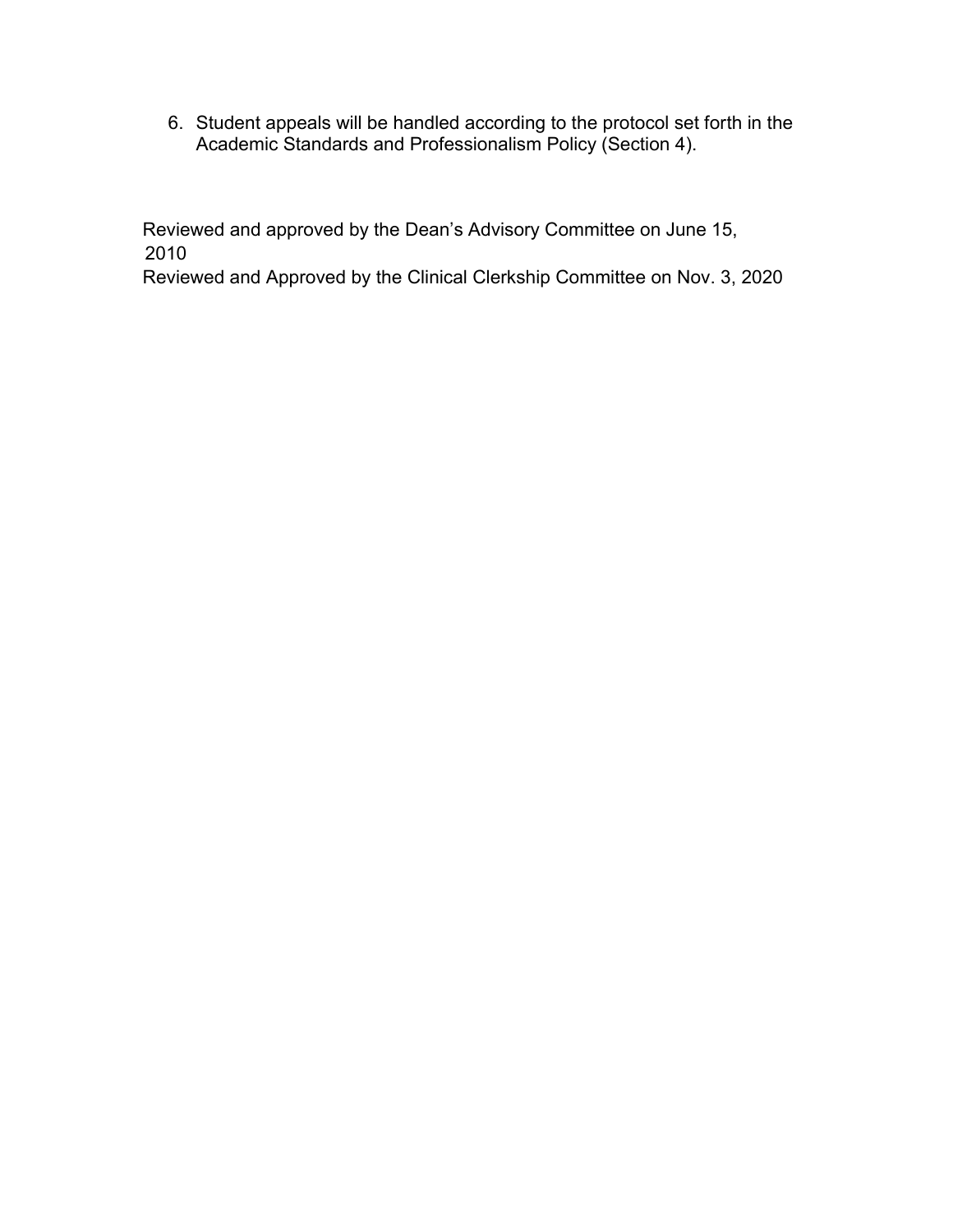6. Student appeals will be handled according to the protocol set forth in the Academic Standards and Professionalism Policy (Section 4).

Reviewed and approved by the Dean's Advisory Committee on June 15, 2010

Reviewed and Approved by the Clinical Clerkship Committee on Nov. 3, 2020